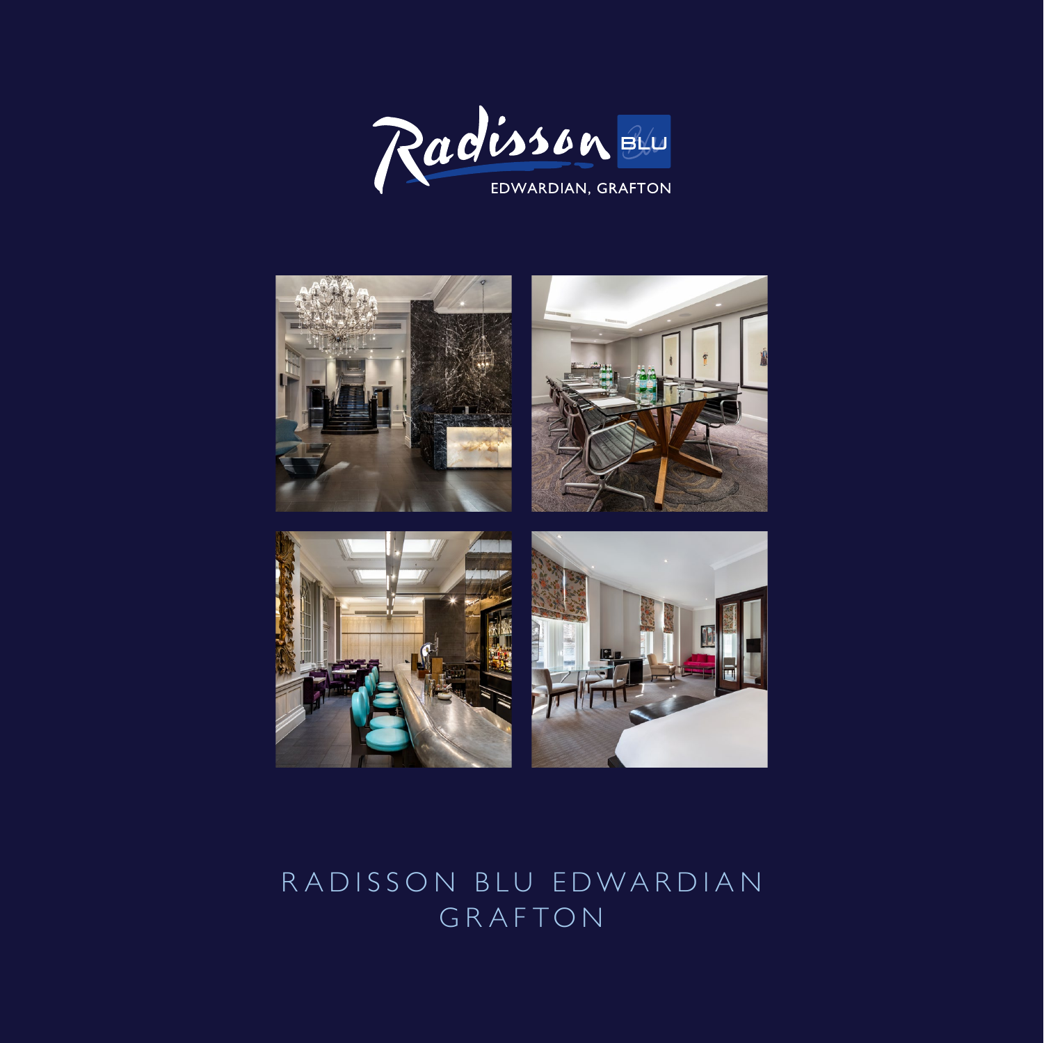Radisson BLU

EDWARDIAN, GRAFTON

# RADISSON BLU EDWARDIAN GRAFTON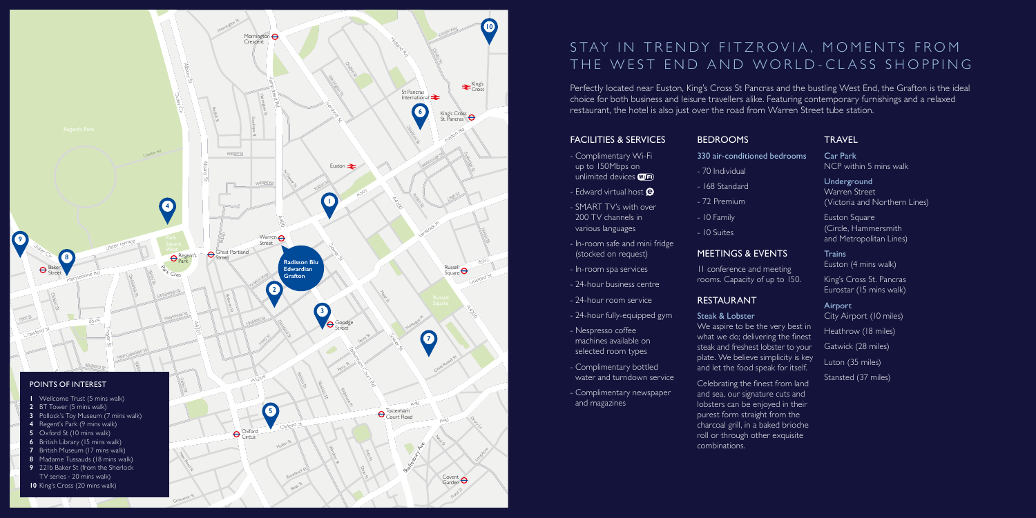## POINTS OF INTEREST

1. Wellcome Trust (5 mins walk)
2. BT Tower (5 mins walk)
3. Pollock's Toy Museum (7 mins walk)
4. Regent's Park (9 mins walk)
5. Oxford St (10 mins walk)
6. British Library (15 mins walk)
7. British Museum (17 mins walk)
8. Madame Tussauds (18 mins walk)
9. 221b Baker St (from the Sherlock TV series - 20 mins walk)
10. King's Cross (20 mins walk)

# STAY IN TRENDY FITZROVIA, MOMENTS FROM THE WEST END AND WORLD-CLASS SHOPPING

Perfectly located near Euston, King's Cross St Pancras and the bustling West End, the Grafton is the ideal choice for both business and leisure travellers alike. Featuring contemporary furnishings and a relaxed restaurant, the hotel is also just over the road from Warren Street tube station.

## FACILITIES & SERVICES

- Complimentary Wi-Fi up to 150Mbps on unlimited devices
- Edward virtual host
- SMART TV's with over 200 TV channels in various languages
- In-room safe and mini fridge (stocked on request)
- In-room spa services
- 24-hour business centre
- 24-hour room service
- 24-hour fully-equipped gym
- Nespresso coffee machines available on selected room types
- Complimentary bottled water and turndown service
- Complimentary newspaper and magazines

## BEDROOMS

**330 air-conditioned bedrooms**

- 70 Individual
- 168 Standard
- 72 Premium
- 10 Family
- 10 Suites

## MEETINGS & EVENTS

11 conference and meeting rooms. Capacity of up to 150.

## RESTAURANT

**Steak & Lobster**

We aspire to be the very best in what we do; delivering the finest steak and freshest lobster to your plate. We believe simplicity is key and let the food speak for itself.

Celebrating the finest from land and sea, our signature cuts and lobsters can be enjoyed in their purest form straight from the charcoal grill, in a baked brioche roll or through other exquisite combinations.

## TRAVEL

**Car Park**
NCP within 5 mins walk

**Underground**
Warren Street (Victoria and Northern Lines)

Euston Square (Circle, Hammersmith and Metropolitan Lines)

**Trains**
Euston (4 mins walk)

King's Cross St. Pancras Eurostar (15 mins walk)

**Airport**
City Airport (10 miles)

Heathrow (18 miles)

Gatwick (28 miles)

Luton (35 miles)

Stansted (37 miles)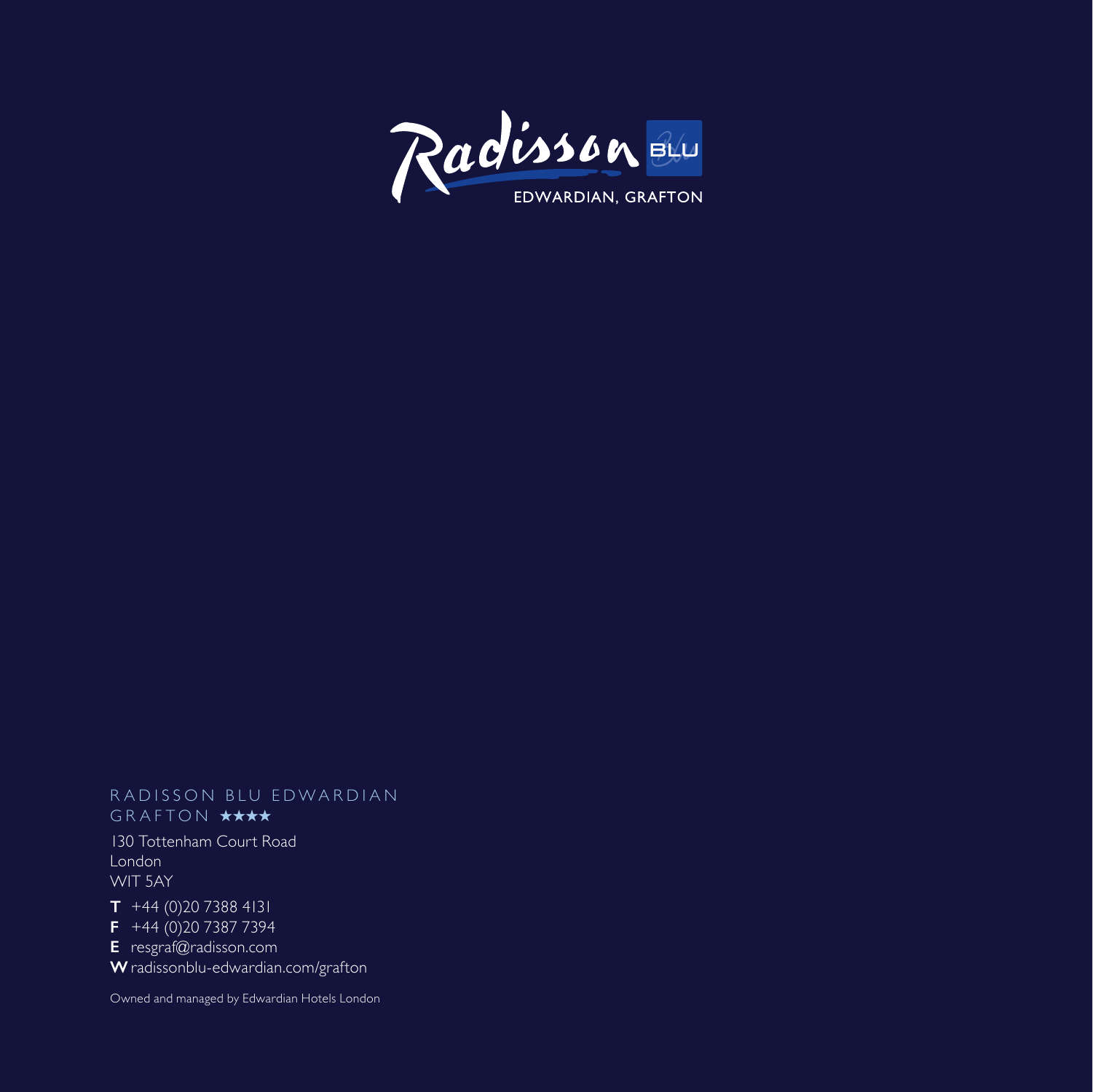Radisson BLU

EDWARDIAN, GRAFTON

RADISSON BLU EDWARDIAN GRAFTON ★★★★

130 Tottenham Court Road
London
WIT 5AY

**T** +44 (0)20 7388 4131
**F** +44 (0)20 7387 7394
**E** resgraf@radisson.com
**W** radissonblu-edwardian.com/grafton

Owned and managed by Edwardian Hotels London